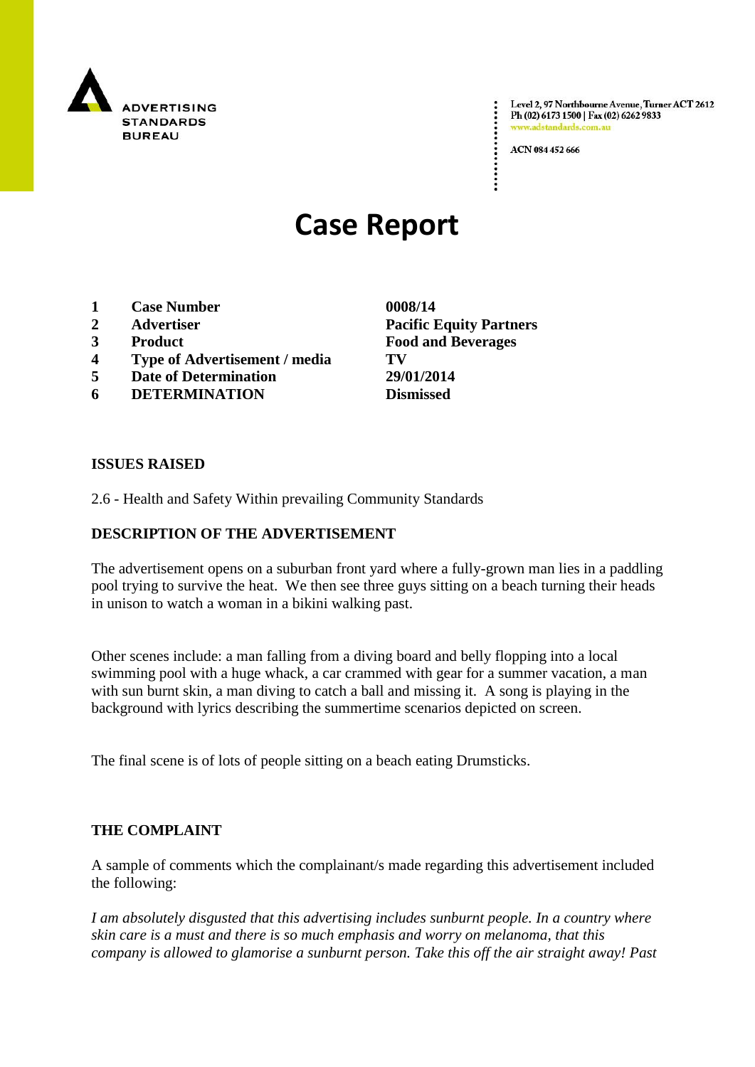ADVERTISING STANDARDS BUREAU

Level 2, 97 Northbourne Avenue, Turner ACT 2612
Ph (02) 6173 1500 | Fax (02) 6262 9833
www.adstandards.com.au

ACN 084 452 666

# Case Report

| | | |
|---|---|---|
| 1 | **Case Number** | **0008/14** |
| 2 | **Advertiser** | **Pacific Equity Partners** |
| 3 | **Product** | **Food and Beverages** |
| 4 | **Type of Advertisement / media** | **TV** |
| 5 | **Date of Determination** | **29/01/2014** |
| 6 | **DETERMINATION** | **Dismissed** |

**ISSUES RAISED**

2.6 - Health and Safety Within prevailing Community Standards

**DESCRIPTION OF THE ADVERTISEMENT**

The advertisement opens on a suburban front yard where a fully-grown man lies in a paddling pool trying to survive the heat. We then see three guys sitting on a beach turning their heads in unison to watch a woman in a bikini walking past.

Other scenes include: a man falling from a diving board and belly flopping into a local swimming pool with a huge whack, a car crammed with gear for a summer vacation, a man with sun burnt skin, a man diving to catch a ball and missing it. A song is playing in the background with lyrics describing the summertime scenarios depicted on screen.

The final scene is of lots of people sitting on a beach eating Drumsticks.

**THE COMPLAINT**

A sample of comments which the complainant/s made regarding this advertisement included the following:

*I am absolutely disgusted that this advertising includes sunburnt people. In a country where skin care is a must and there is so much emphasis and worry on melanoma, that this company is allowed to glamorise a sunburnt person. Take this off the air straight away! Past*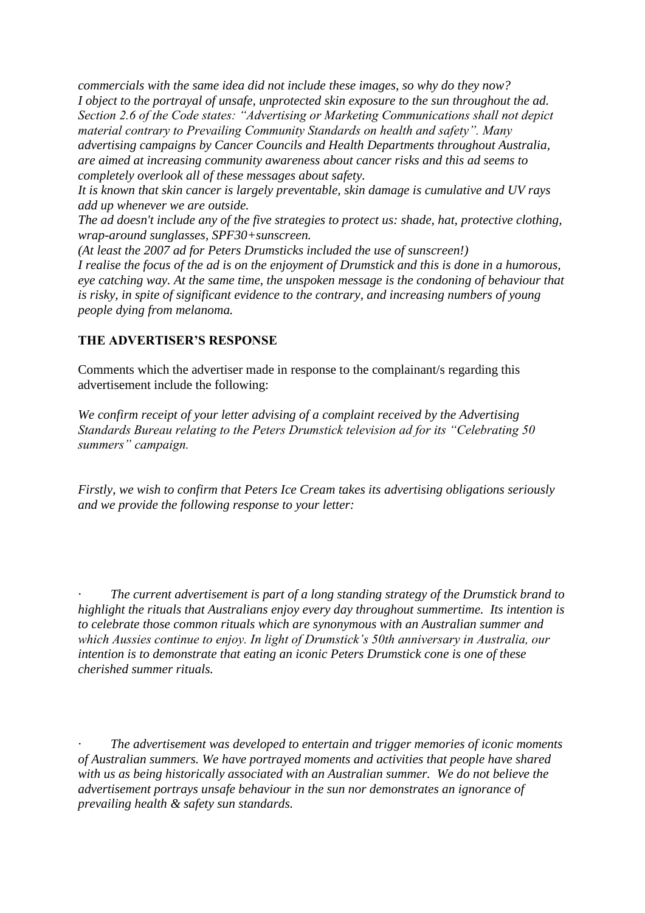*commercials with the same idea did not include these images, so why do they now?*
*I object to the portrayal of unsafe, unprotected skin exposure to the sun throughout the ad. Section 2.6 of the Code states: "Advertising or Marketing Communications shall not depict material contrary to Prevailing Community Standards on health and safety". Many advertising campaigns by Cancer Councils and Health Departments throughout Australia, are aimed at increasing community awareness about cancer risks and this ad seems to completely overlook all of these messages about safety.*
*It is known that skin cancer is largely preventable, skin damage is cumulative and UV rays add up whenever we are outside.*
*The ad doesn't include any of the five strategies to protect us: shade, hat, protective clothing, wrap-around sunglasses, SPF30+sunscreen.*
*(At least the 2007 ad for Peters Drumsticks included the use of sunscreen!)*
*I realise the focus of the ad is on the enjoyment of Drumstick and this is done in a humorous, eye catching way. At the same time, the unspoken message is the condoning of behaviour that is risky, in spite of significant evidence to the contrary, and increasing numbers of young people dying from melanoma.*

**THE ADVERTISER'S RESPONSE**

Comments which the advertiser made in response to the complainant/s regarding this advertisement include the following:

*We confirm receipt of your letter advising of a complaint received by the Advertising Standards Bureau relating to the Peters Drumstick television ad for its "Celebrating 50 summers" campaign.*

*Firstly, we wish to confirm that Peters Ice Cream takes its advertising obligations seriously and we provide the following response to your letter:*

- *The current advertisement is part of a long standing strategy of the Drumstick brand to highlight the rituals that Australians enjoy every day throughout summertime. Its intention is to celebrate those common rituals which are synonymous with an Australian summer and which Aussies continue to enjoy. In light of Drumstick's 50th anniversary in Australia, our intention is to demonstrate that eating an iconic Peters Drumstick cone is one of these cherished summer rituals.*

- *The advertisement was developed to entertain and trigger memories of iconic moments of Australian summers. We have portrayed moments and activities that people have shared with us as being historically associated with an Australian summer. We do not believe the advertisement portrays unsafe behaviour in the sun nor demonstrates an ignorance of prevailing health & safety sun standards.*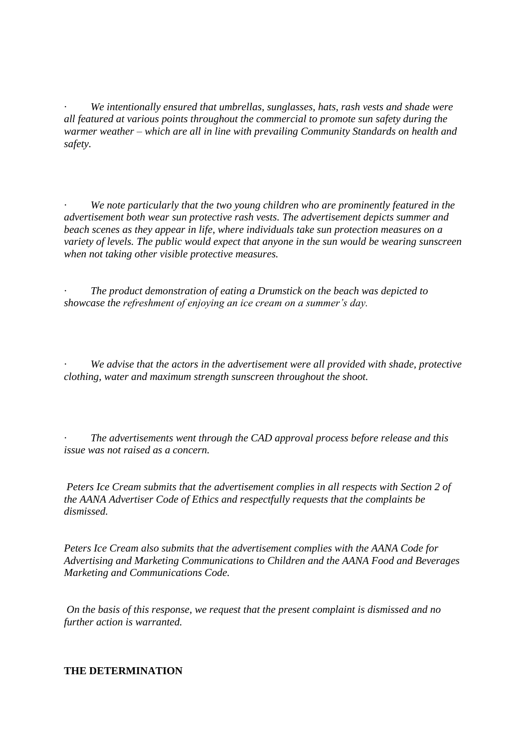- *We intentionally ensured that umbrellas, sunglasses, hats, rash vests and shade were all featured at various points throughout the commercial to promote sun safety during the warmer weather – which are all in line with prevailing Community Standards on health and safety.*

- *We note particularly that the two young children who are prominently featured in the advertisement both wear sun protective rash vests. The advertisement depicts summer and beach scenes as they appear in life, where individuals take sun protection measures on a variety of levels. The public would expect that anyone in the sun would be wearing sunscreen when not taking other visible protective measures.*

- *The product demonstration of eating a Drumstick on the beach was depicted to showcase the refreshment of enjoying an ice cream on a summer's day.*

- *We advise that the actors in the advertisement were all provided with shade, protective clothing, water and maximum strength sunscreen throughout the shoot.*

- *The advertisements went through the CAD approval process before release and this issue was not raised as a concern.*

*Peters Ice Cream submits that the advertisement complies in all respects with Section 2 of the AANA Advertiser Code of Ethics and respectfully requests that the complaints be dismissed.*

*Peters Ice Cream also submits that the advertisement complies with the AANA Code for Advertising and Marketing Communications to Children and the AANA Food and Beverages Marketing and Communications Code.*

*On the basis of this response, we request that the present complaint is dismissed and no further action is warranted.*

**THE DETERMINATION**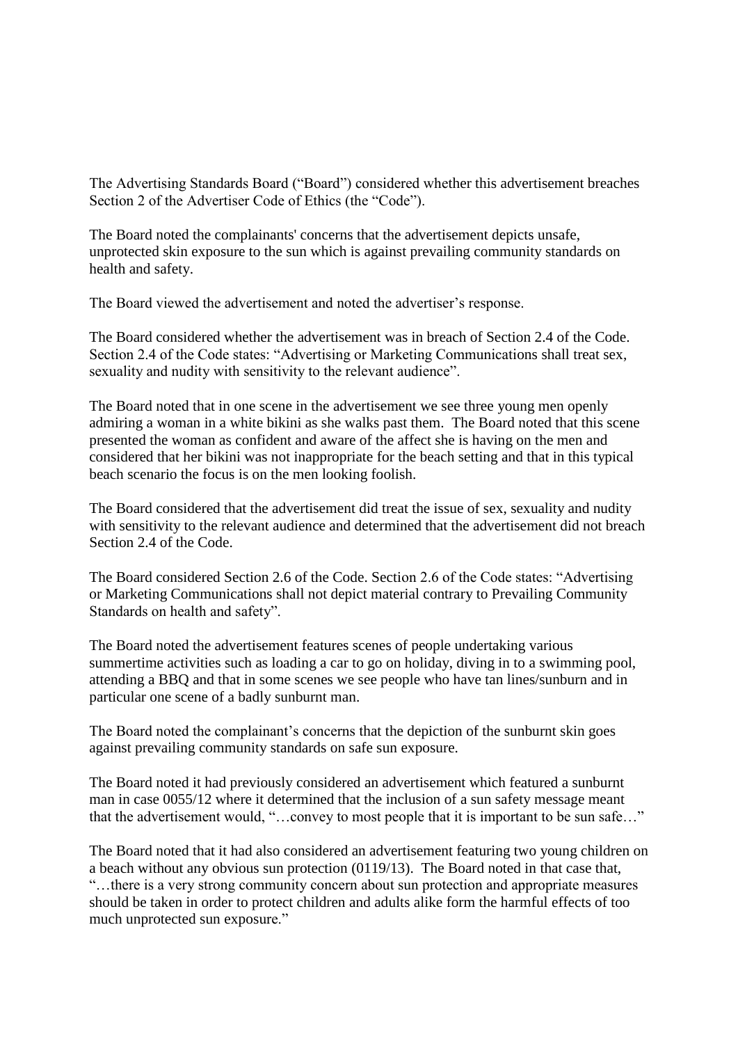The Advertising Standards Board ("Board") considered whether this advertisement breaches Section 2 of the Advertiser Code of Ethics (the "Code").

The Board noted the complainants' concerns that the advertisement depicts unsafe, unprotected skin exposure to the sun which is against prevailing community standards on health and safety.

The Board viewed the advertisement and noted the advertiser's response.

The Board considered whether the advertisement was in breach of Section 2.4 of the Code. Section 2.4 of the Code states: "Advertising or Marketing Communications shall treat sex, sexuality and nudity with sensitivity to the relevant audience".

The Board noted that in one scene in the advertisement we see three young men openly admiring a woman in a white bikini as she walks past them. The Board noted that this scene presented the woman as confident and aware of the affect she is having on the men and considered that her bikini was not inappropriate for the beach setting and that in this typical beach scenario the focus is on the men looking foolish.

The Board considered that the advertisement did treat the issue of sex, sexuality and nudity with sensitivity to the relevant audience and determined that the advertisement did not breach Section 2.4 of the Code.

The Board considered Section 2.6 of the Code. Section 2.6 of the Code states: "Advertising or Marketing Communications shall not depict material contrary to Prevailing Community Standards on health and safety".

The Board noted the advertisement features scenes of people undertaking various summertime activities such as loading a car to go on holiday, diving in to a swimming pool, attending a BBQ and that in some scenes we see people who have tan lines/sunburn and in particular one scene of a badly sunburnt man.

The Board noted the complainant's concerns that the depiction of the sunburnt skin goes against prevailing community standards on safe sun exposure.

The Board noted it had previously considered an advertisement which featured a sunburnt man in case 0055/12 where it determined that the inclusion of a sun safety message meant that the advertisement would, "…convey to most people that it is important to be sun safe…"

The Board noted that it had also considered an advertisement featuring two young children on a beach without any obvious sun protection (0119/13). The Board noted in that case that, "…there is a very strong community concern about sun protection and appropriate measures should be taken in order to protect children and adults alike form the harmful effects of too much unprotected sun exposure."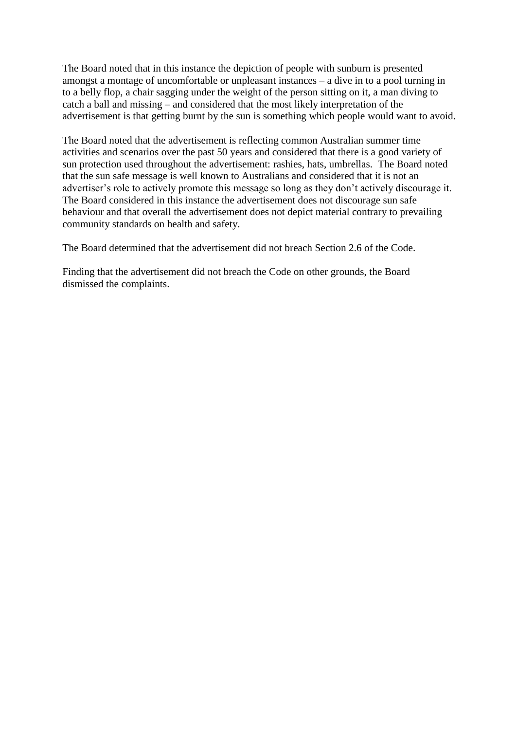The Board noted that in this instance the depiction of people with sunburn is presented amongst a montage of uncomfortable or unpleasant instances – a dive in to a pool turning in to a belly flop, a chair sagging under the weight of the person sitting on it, a man diving to catch a ball and missing – and considered that the most likely interpretation of the advertisement is that getting burnt by the sun is something which people would want to avoid.

The Board noted that the advertisement is reflecting common Australian summer time activities and scenarios over the past 50 years and considered that there is a good variety of sun protection used throughout the advertisement: rashies, hats, umbrellas. The Board noted that the sun safe message is well known to Australians and considered that it is not an advertiser's role to actively promote this message so long as they don't actively discourage it. The Board considered in this instance the advertisement does not discourage sun safe behaviour and that overall the advertisement does not depict material contrary to prevailing community standards on health and safety.

The Board determined that the advertisement did not breach Section 2.6 of the Code.

Finding that the advertisement did not breach the Code on other grounds, the Board dismissed the complaints.